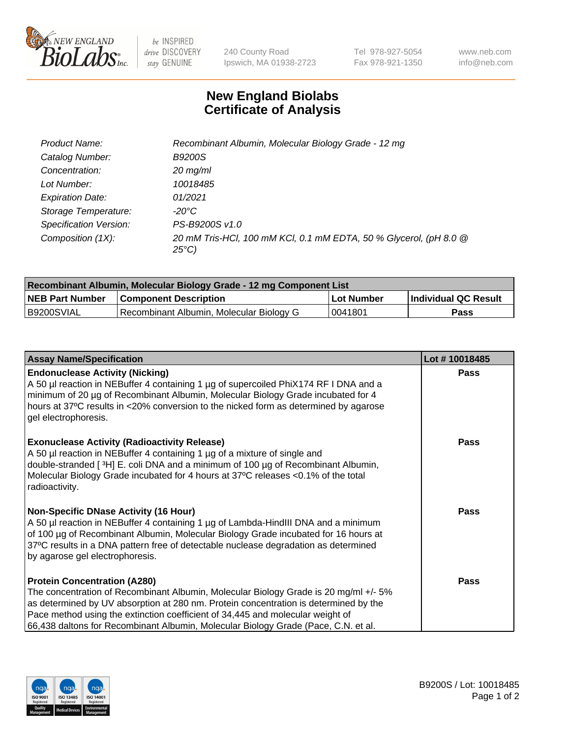# New England Biolabs Certificate of Analysis

| | |
|---|---|
| Product Name: | Recombinant Albumin, Molecular Biology Grade - 12 mg |
| Catalog Number: | B9200S |
| Concentration: | 20 mg/ml |
| Lot Number: | 10018485 |
| Expiration Date: | 01/2021 |
| Storage Temperature: | -20°C |
| Specification Version: | PS-B9200S v1.0 |
| Composition (1X): | 20 mM Tris-HCl, 100 mM KCl, 0.1 mM EDTA, 50 % Glycerol, (pH 8.0 @ 25°C) |

| Recombinant Albumin, Molecular Biology Grade - 12 mg Component List | | | |
|---|---|---|---|
| NEB Part Number | Component Description | Lot Number | Individual QC Result |
| B9200SVIAL | Recombinant Albumin, Molecular Biology G | 0041801 | Pass |

| Assay Name/Specification | Lot # 10018485 |
|---|---|
| **Endonuclease Activity (Nicking)**<br>A 50 µl reaction in NEBuffer 4 containing 1 µg of supercoiled PhiX174 RF I DNA and a minimum of 20 µg of Recombinant Albumin, Molecular Biology Grade incubated for 4 hours at 37ºC results in <20% conversion to the nicked form as determined by agarose gel electrophoresis. | Pass |
| **Exonuclease Activity (Radioactivity Release)**<br>A 50 µl reaction in NEBuffer 4 containing 1 µg of a mixture of single and double-stranded [ $^{3}$H] E. coli DNA and a minimum of 100 µg of Recombinant Albumin, Molecular Biology Grade incubated for 4 hours at 37ºC releases <0.1% of the total radioactivity. | Pass |
| **Non-Specific DNase Activity (16 Hour)**<br>A 50 µl reaction in NEBuffer 4 containing 1 µg of Lambda-HindIII DNA and a minimum of 100 µg of Recombinant Albumin, Molecular Biology Grade incubated for 16 hours at 37ºC results in a DNA pattern free of detectable nuclease degradation as determined by agarose gel electrophoresis. | Pass |
| **Protein Concentration (A280)**<br>The concentration of Recombinant Albumin, Molecular Biology Grade is 20 mg/ml +/- 5% as determined by UV absorption at 280 nm. Protein concentration is determined by the Pace method using the extinction coefficient of 34,445 and molecular weight of 66,438 daltons for Recombinant Albumin, Molecular Biology Grade (Pace, C.N. et al. | Pass |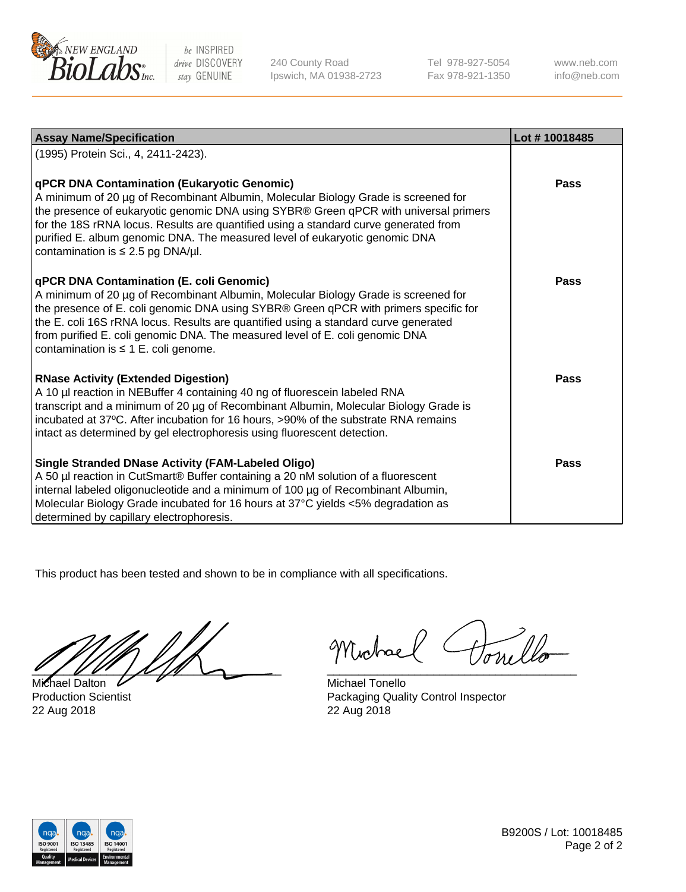| Assay Name/Specification | Lot # 10018485 |
| --- | --- |
| (1995) Protein Sci., 4, 2411-2423). | |
| **qPCR DNA Contamination (Eukaryotic Genomic)**<br>A minimum of 20 µg of Recombinant Albumin, Molecular Biology Grade is screened for the presence of eukaryotic genomic DNA using SYBR® Green qPCR with universal primers for the 18S rRNA locus. Results are quantified using a standard curve generated from purified E. album genomic DNA. The measured level of eukaryotic genomic DNA contamination is ≤ 2.5 pg DNA/µl. | **Pass** |
| **qPCR DNA Contamination (E. coli Genomic)**<br>A minimum of 20 µg of Recombinant Albumin, Molecular Biology Grade is screened for the presence of E. coli genomic DNA using SYBR® Green qPCR with primers specific for the E. coli 16S rRNA locus. Results are quantified using a standard curve generated from purified E. coli genomic DNA. The measured level of E. coli genomic DNA contamination is ≤ 1 E. coli genome. | **Pass** |
| **RNase Activity (Extended Digestion)**<br>A 10 µl reaction in NEBuffer 4 containing 40 ng of fluorescein labeled RNA transcript and a minimum of 20 µg of Recombinant Albumin, Molecular Biology Grade is incubated at 37ºC. After incubation for 16 hours, >90% of the substrate RNA remains intact as determined by gel electrophoresis using fluorescent detection. | **Pass** |
| **Single Stranded DNase Activity (FAM-Labeled Oligo)**<br>A 50 µl reaction in CutSmart® Buffer containing a 20 nM solution of a fluorescent internal labeled oligonucleotide and a minimum of 100 µg of Recombinant Albumin, Molecular Biology Grade incubated for 16 hours at 37°C yields <5% degradation as determined by capillary electrophoresis. | **Pass** |

This product has been tested and shown to be in compliance with all specifications.

Michael Dalton
Production Scientist
22 Aug 2018

Michael Tonello
Packaging Quality Control Inspector
22 Aug 2018

B9200S / Lot: 10018485